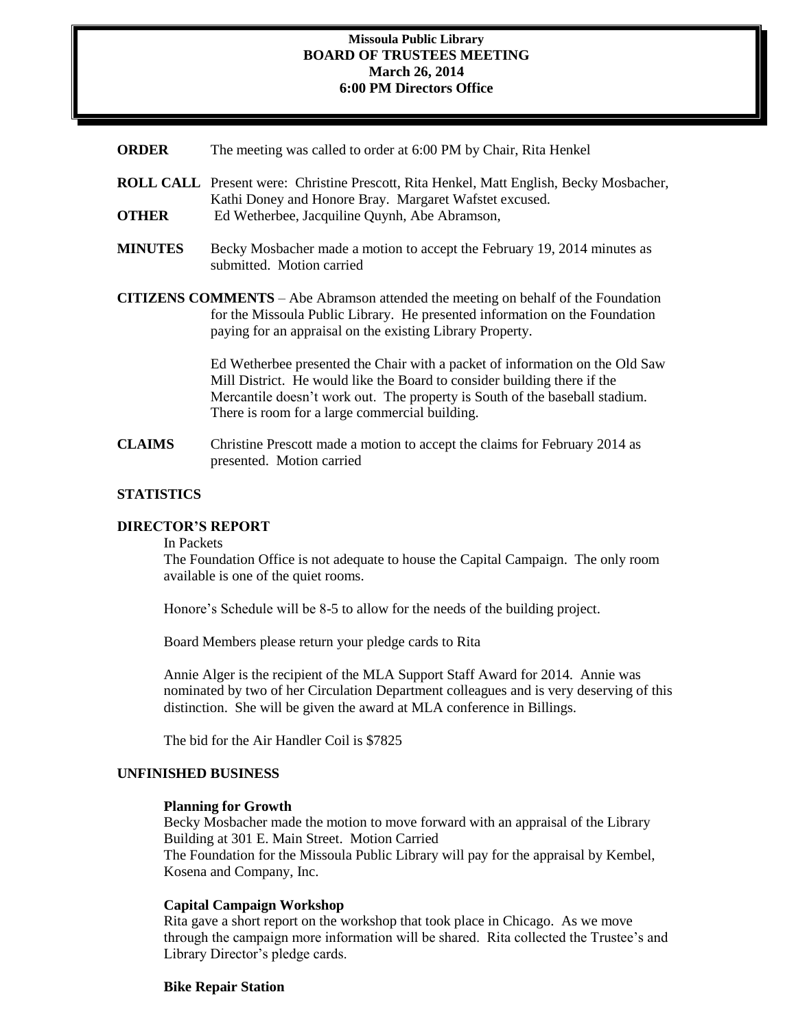**Missoula Public Library**
**BOARD OF TRUSTEES MEETING**
**March 26, 2014**
**6:00 PM Directors Office**

**ORDER** The meeting was called to order at 6:00 PM by Chair, Rita Henkel

**ROLL CALL** Present were: Christine Prescott, Rita Henkel, Matt English, Becky Mosbacher, Kathi Doney and Honore Bray. Margaret Wafstet excused.

**OTHER** Ed Wetherbee, Jacquiline Quynh, Abe Abramson,

**MINUTES** Becky Mosbacher made a motion to accept the February 19, 2014 minutes as submitted. Motion carried

**CITIZENS COMMENTS** – Abe Abramson attended the meeting on behalf of the Foundation for the Missoula Public Library. He presented information on the Foundation paying for an appraisal on the existing Library Property.

Ed Wetherbee presented the Chair with a packet of information on the Old Saw Mill District. He would like the Board to consider building there if the Mercantile doesn't work out. The property is South of the baseball stadium. There is room for a large commercial building.

**CLAIMS** Christine Prescott made a motion to accept the claims for February 2014 as presented. Motion carried

**STATISTICS**

**DIRECTOR'S REPORT**

In Packets

The Foundation Office is not adequate to house the Capital Campaign. The only room available is one of the quiet rooms.

Honore's Schedule will be 8-5 to allow for the needs of the building project.

Board Members please return your pledge cards to Rita

Annie Alger is the recipient of the MLA Support Staff Award for 2014. Annie was nominated by two of her Circulation Department colleagues and is very deserving of this distinction. She will be given the award at MLA conference in Billings.

The bid for the Air Handler Coil is $7825

**UNFINISHED BUSINESS**

**Planning for Growth**

Becky Mosbacher made the motion to move forward with an appraisal of the Library Building at 301 E. Main Street. Motion Carried

The Foundation for the Missoula Public Library will pay for the appraisal by Kembel, Kosena and Company, Inc.

**Capital Campaign Workshop**

Rita gave a short report on the workshop that took place in Chicago. As we move through the campaign more information will be shared. Rita collected the Trustee's and Library Director's pledge cards.

**Bike Repair Station**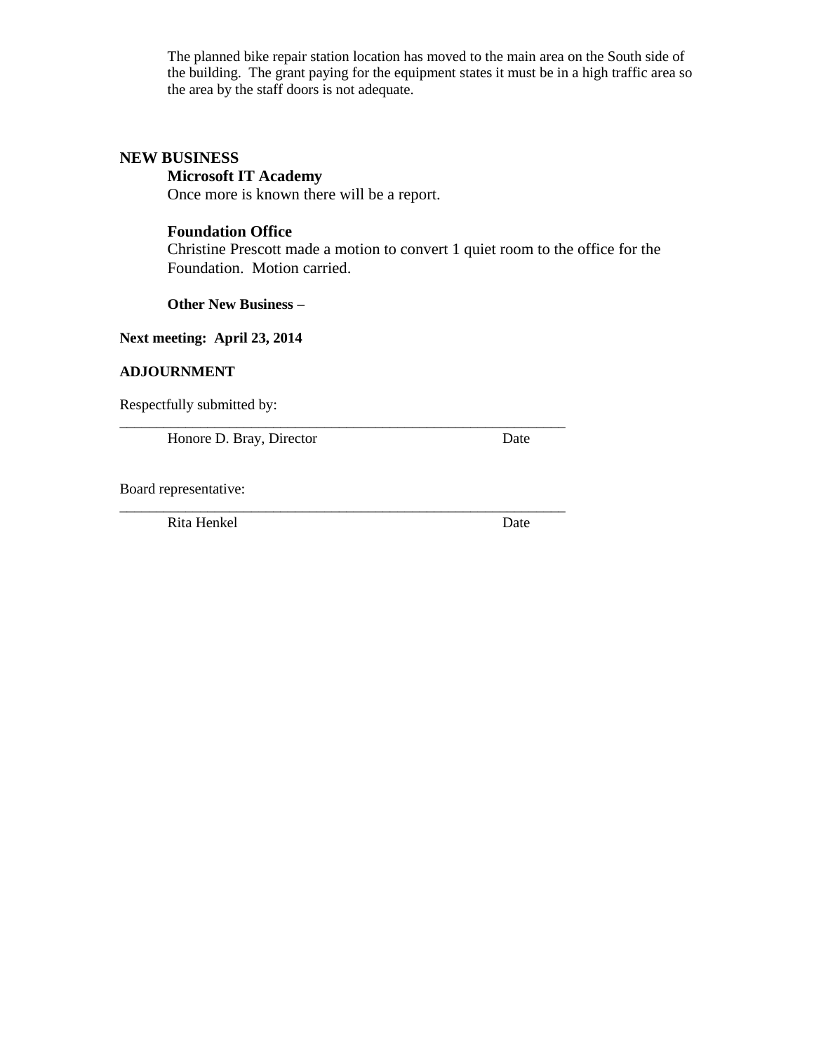The planned bike repair station location has moved to the main area on the South side of the building. The grant paying for the equipment states it must be in a high traffic area so the area by the staff doors is not adequate.

## NEW BUSINESS

### Microsoft IT Academy

Once more is known there will be a report.

### Foundation Office

Christine Prescott made a motion to convert 1 quiet room to the office for the Foundation. Motion carried.

**Other New Business –**

**Next meeting: April 23, 2014**

**ADJOURNMENT**

Respectfully submitted by:

_______________________________________________________________

Honore D. Bray, Director Date

Board representative:

_______________________________________________________________

Rita Henkel Date